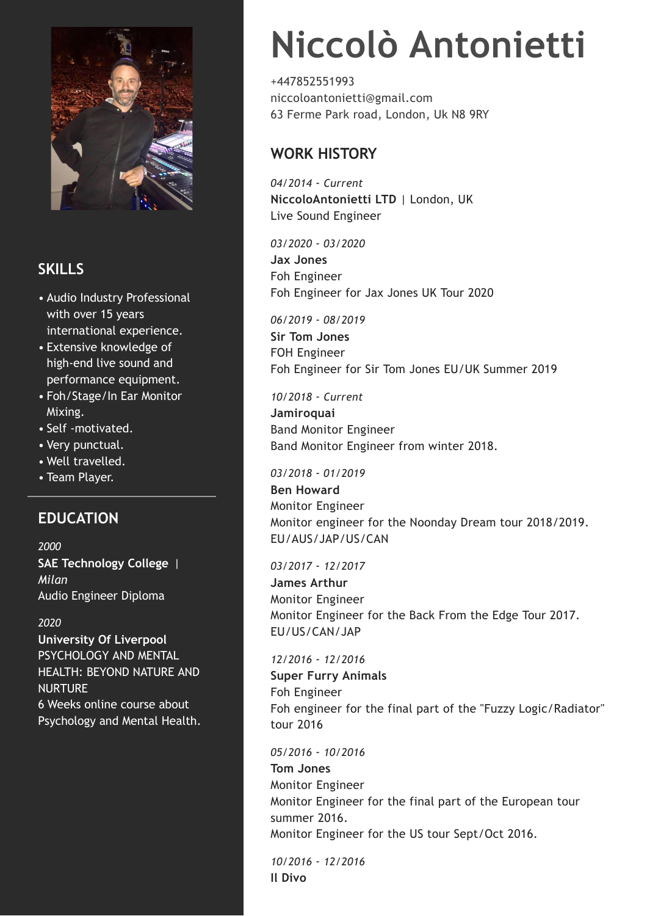# Niccolò Antonietti

+447852551993
niccoloantonietti@gmail.com
63 Ferme Park road, London, Uk N8 9RY

## SKILLS

- Audio Industry Professional with over 15 years international experience.
- Extensive knowledge of high-end live sound and performance equipment.
- Foh/Stage/In Ear Monitor Mixing.
- Self -motivated.
- Very punctual.
- Well travelled.
- Team Player.

## EDUCATION

*2000*
**SAE Technology College** | *Milan*
Audio Engineer Diploma

*2020*
**University Of Liverpool**
PSYCHOLOGY AND MENTAL HEALTH: BEYOND NATURE AND NURTURE
6 Weeks online course about Psychology and Mental Health.

## WORK HISTORY

*04/2014 - Current*
**NiccoloAntonietti LTD** | London, UK
Live Sound Engineer

*03/2020 - 03/2020*
**Jax Jones**
Foh Engineer
Foh Engineer for Jax Jones UK Tour 2020

*06/2019 - 08/2019*
**Sir Tom Jones**
FOH Engineer
Foh Engineer for Sir Tom Jones EU/UK Summer 2019

*10/2018 - Current*
**Jamiroquai**
Band Monitor Engineer
Band Monitor Engineer from winter 2018.

*03/2018 - 01/2019*
**Ben Howard**
Monitor Engineer
Monitor engineer for the Noonday Dream tour 2018/2019.
EU/AUS/JAP/US/CAN

*03/2017 - 12/2017*
**James Arthur**
Monitor Engineer
Monitor Engineer for the Back From the Edge Tour 2017.
EU/US/CAN/JAP

*12/2016 - 12/2016*
**Super Furry Animals**
Foh Engineer
Foh engineer for the final part of the "Fuzzy Logic/Radiator" tour 2016

*05/2016 - 10/2016*
**Tom Jones**
Monitor Engineer
Monitor Engineer for the final part of the European tour summer 2016.
Monitor Engineer for the US tour Sept/Oct 2016.

*10/2016 - 12/2016*
**Il Divo**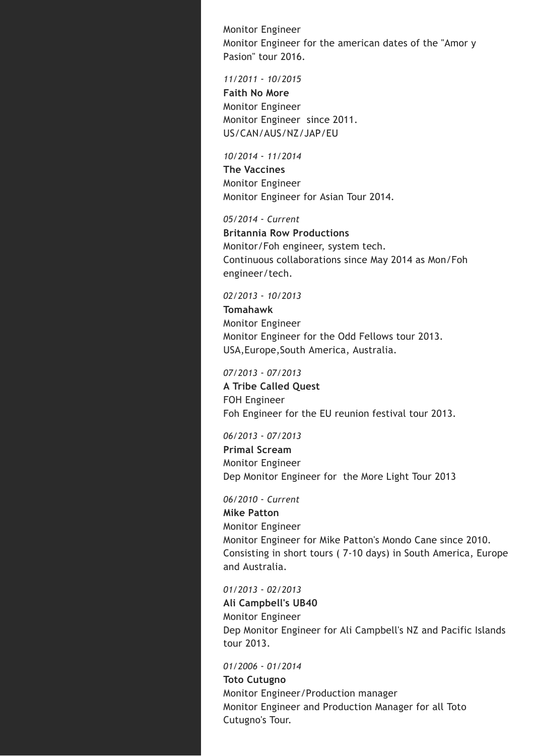Monitor Engineer
Monitor Engineer for the american dates of the "Amor y Pasion" tour 2016.

*11/2011 - 10/2015*
**Faith No More**
Monitor Engineer
Monitor Engineer  since 2011.
US/CAN/AUS/NZ/JAP/EU

*10/2014 - 11/2014*
**The Vaccines**
Monitor Engineer
Monitor Engineer for Asian Tour 2014.

*05/2014 - Current*
**Britannia Row Productions**
Monitor/Foh engineer, system tech.
Continuous collaborations since May 2014 as Mon/Foh engineer/tech.

*02/2013 - 10/2013*
**Tomahawk**
Monitor Engineer
Monitor Engineer for the Odd Fellows tour 2013.
USA,Europe,South America, Australia.

*07/2013 - 07/2013*
**A Tribe Called Quest**
FOH Engineer
Foh Engineer for the EU reunion festival tour 2013.

*06/2013 - 07/2013*
**Primal Scream**
Monitor Engineer
Dep Monitor Engineer for  the More Light Tour 2013

*06/2010 - Current*
**Mike Patton**
Monitor Engineer
Monitor Engineer for Mike Patton's Mondo Cane since 2010. Consisting in short tours ( 7-10 days) in South America, Europe and Australia.

*01/2013 - 02/2013*
**Ali Campbell's UB40**
Monitor Engineer
Dep Monitor Engineer for Ali Campbell's NZ and Pacific Islands tour 2013.

*01/2006 - 01/2014*
**Toto Cutugno**
Monitor Engineer/Production manager
Monitor Engineer and Production Manager for all Toto Cutugno's Tour.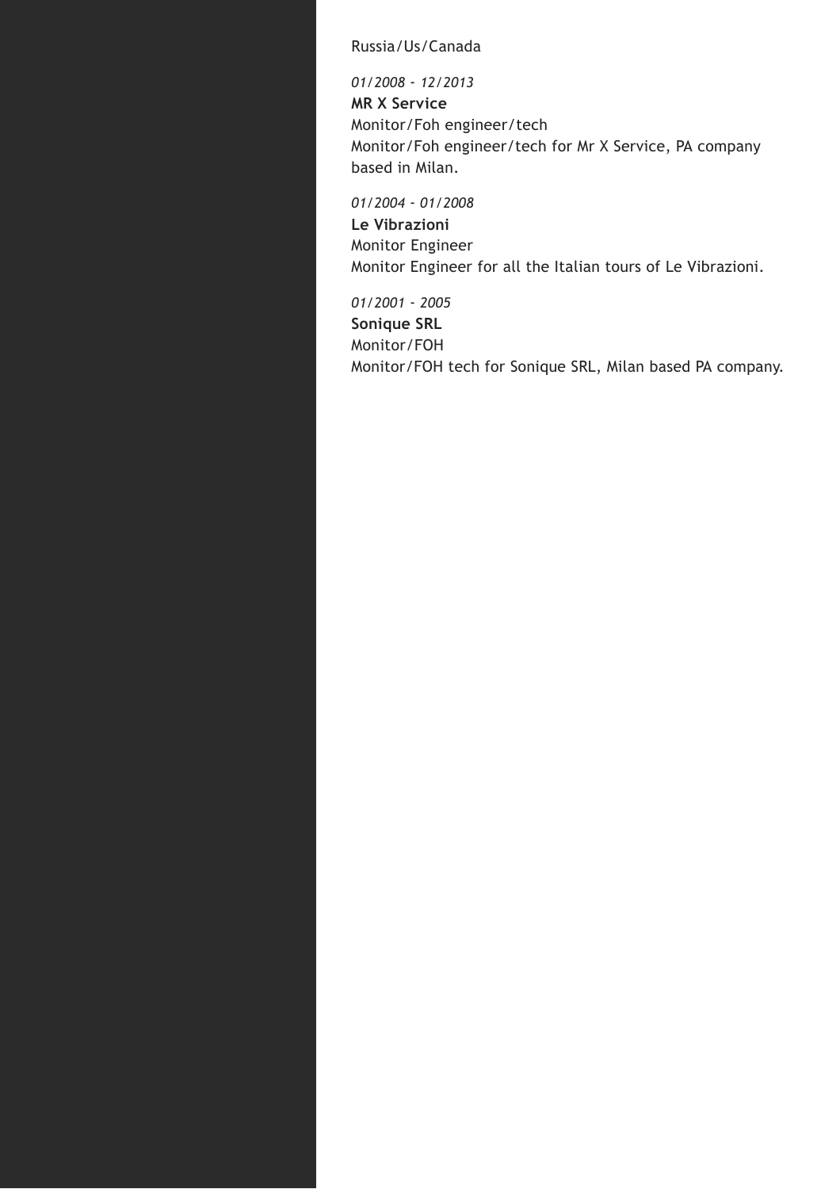Russia/Us/Canada

*01/2008 - 12/2013*
**MR X Service**
Monitor/Foh engineer/tech
Monitor/Foh engineer/tech for Mr X Service, PA company based in Milan.

*01/2004 - 01/2008*
**Le Vibrazioni**
Monitor Engineer
Monitor Engineer for all the Italian tours of Le Vibrazioni.

*01/2001 - 2005*
**Sonique SRL**
Monitor/FOH
Monitor/FOH tech for Sonique SRL, Milan based PA company.